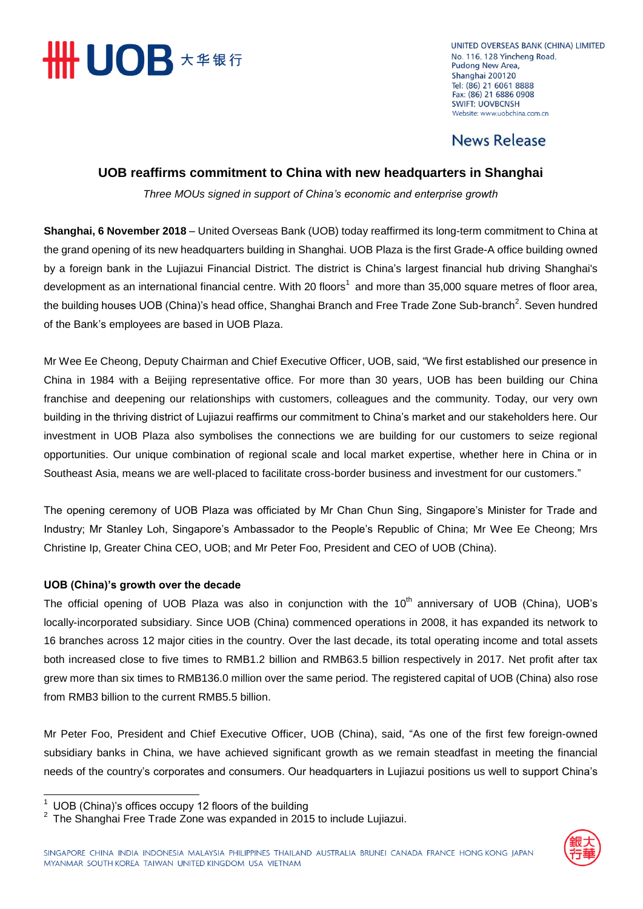UNITED OVERSEAS BANK (CHINA) LIMITED
No. 116, 128 Yincheng Road,
Pudong New Area,
Shanghai 200120
Tel: (86) 21 6061 8888
Fax: (86) 21 6886 0908
SWIFT: UOVBCNSH
Website: www.uobchina.com.cn

News Release

# UOB reaffirms commitment to China with new headquarters in Shanghai

*Three MOUs signed in support of China's economic and enterprise growth*

**Shanghai, 6 November 2018** – United Overseas Bank (UOB) today reaffirmed its long-term commitment to China at the grand opening of its new headquarters building in Shanghai. UOB Plaza is the first Grade-A office building owned by a foreign bank in the Lujiazui Financial District. The district is China's largest financial hub driving Shanghai's development as an international financial centre. With 20 floors[1] and more than 35,000 square metres of floor area, the building houses UOB (China)'s head office, Shanghai Branch and Free Trade Zone Sub-branch[2]. Seven hundred of the Bank's employees are based in UOB Plaza.

Mr Wee Ee Cheong, Deputy Chairman and Chief Executive Officer, UOB, said, "We first established our presence in China in 1984 with a Beijing representative office. For more than 30 years, UOB has been building our China franchise and deepening our relationships with customers, colleagues and the community. Today, our very own building in the thriving district of Lujiazui reaffirms our commitment to China's market and our stakeholders here. Our investment in UOB Plaza also symbolises the connections we are building for our customers to seize regional opportunities. Our unique combination of regional scale and local market expertise, whether here in China or in Southeast Asia, means we are well-placed to facilitate cross-border business and investment for our customers."

The opening ceremony of UOB Plaza was officiated by Mr Chan Chun Sing, Singapore's Minister for Trade and Industry; Mr Stanley Loh, Singapore's Ambassador to the People's Republic of China; Mr Wee Ee Cheong; Mrs Christine Ip, Greater China CEO, UOB; and Mr Peter Foo, President and CEO of UOB (China).

### UOB (China)'s growth over the decade

The official opening of UOB Plaza was also in conjunction with the 10th anniversary of UOB (China), UOB's locally-incorporated subsidiary. Since UOB (China) commenced operations in 2008, it has expanded its network to 16 branches across 12 major cities in the country. Over the last decade, its total operating income and total assets both increased close to five times to RMB1.2 billion and RMB63.5 billion respectively in 2017. Net profit after tax grew more than six times to RMB136.0 million over the same period. The registered capital of UOB (China) also rose from RMB3 billion to the current RMB5.5 billion.

Mr Peter Foo, President and Chief Executive Officer, UOB (China), said, "As one of the first few foreign-owned subsidiary banks in China, we have achieved significant growth as we remain steadfast in meeting the financial needs of the country's corporates and consumers. Our headquarters in Lujiazui positions us well to support China's

---

[1] UOB (China)'s offices occupy 12 floors of the building

[2] The Shanghai Free Trade Zone was expanded in 2015 to include Lujiazui.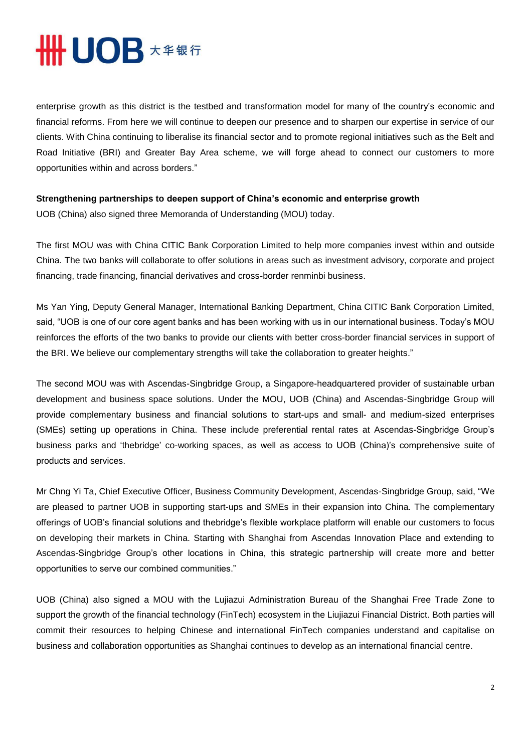enterprise growth as this district is the testbed and transformation model for many of the country's economic and financial reforms. From here we will continue to deepen our presence and to sharpen our expertise in service of our clients. With China continuing to liberalise its financial sector and to promote regional initiatives such as the Belt and Road Initiative (BRI) and Greater Bay Area scheme, we will forge ahead to connect our customers to more opportunities within and across borders."

**Strengthening partnerships to deepen support of China's economic and enterprise growth**

UOB (China) also signed three Memoranda of Understanding (MOU) today.

The first MOU was with China CITIC Bank Corporation Limited to help more companies invest within and outside China. The two banks will collaborate to offer solutions in areas such as investment advisory, corporate and project financing, trade financing, financial derivatives and cross-border renminbi business.

Ms Yan Ying, Deputy General Manager, International Banking Department, China CITIC Bank Corporation Limited, said, "UOB is one of our core agent banks and has been working with us in our international business. Today's MOU reinforces the efforts of the two banks to provide our clients with better cross-border financial services in support of the BRI. We believe our complementary strengths will take the collaboration to greater heights."

The second MOU was with Ascendas-Singbridge Group, a Singapore-headquartered provider of sustainable urban development and business space solutions. Under the MOU, UOB (China) and Ascendas-Singbridge Group will provide complementary business and financial solutions to start-ups and small- and medium-sized enterprises (SMEs) setting up operations in China. These include preferential rental rates at Ascendas-Singbridge Group's business parks and 'thebridge' co-working spaces, as well as access to UOB (China)'s comprehensive suite of products and services.

Mr Chng Yi Ta, Chief Executive Officer, Business Community Development, Ascendas-Singbridge Group, said, "We are pleased to partner UOB in supporting start-ups and SMEs in their expansion into China. The complementary offerings of UOB's financial solutions and thebridge's flexible workplace platform will enable our customers to focus on developing their markets in China. Starting with Shanghai from Ascendas Innovation Place and extending to Ascendas-Singbridge Group's other locations in China, this strategic partnership will create more and better opportunities to serve our combined communities."

UOB (China) also signed a MOU with the Lujiazui Administration Bureau of the Shanghai Free Trade Zone to support the growth of the financial technology (FinTech) ecosystem in the Liujiazui Financial District. Both parties will commit their resources to helping Chinese and international FinTech companies understand and capitalise on business and collaboration opportunities as Shanghai continues to develop as an international financial centre.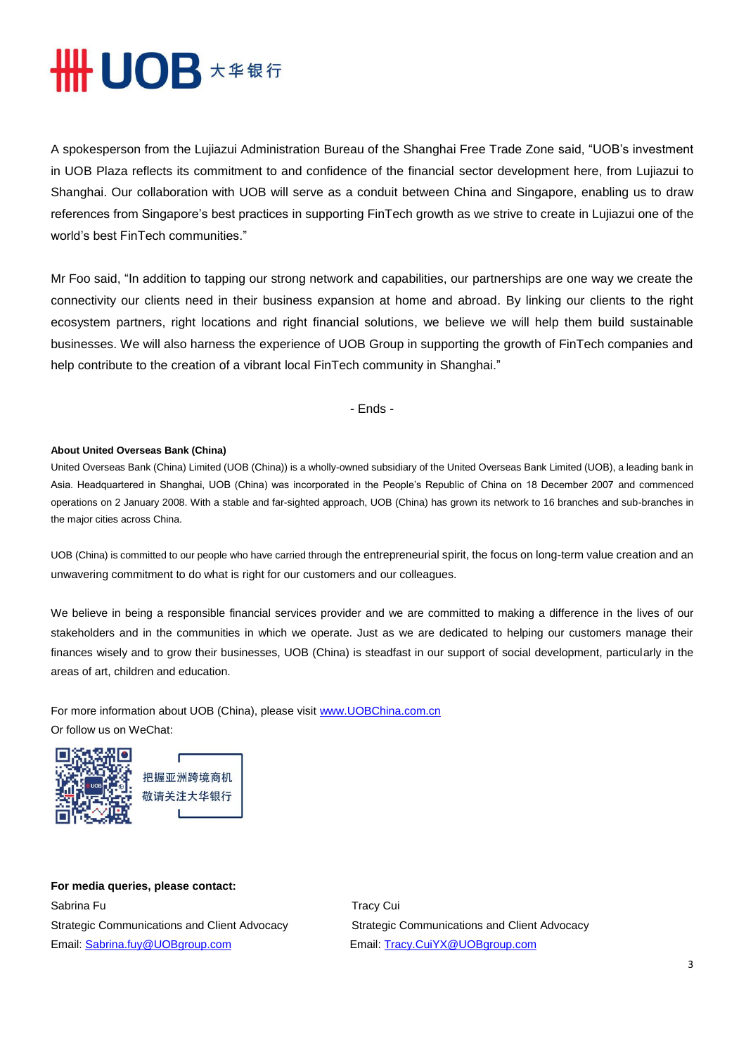A spokesperson from the Lujiazui Administration Bureau of the Shanghai Free Trade Zone said, "UOB's investment in UOB Plaza reflects its commitment to and confidence of the financial sector development here, from Lujiazui to Shanghai. Our collaboration with UOB will serve as a conduit between China and Singapore, enabling us to draw references from Singapore's best practices in supporting FinTech growth as we strive to create in Lujiazui one of the world's best FinTech communities."

Mr Foo said, "In addition to tapping our strong network and capabilities, our partnerships are one way we create the connectivity our clients need in their business expansion at home and abroad. By linking our clients to the right ecosystem partners, right locations and right financial solutions, we believe we will help them build sustainable businesses. We will also harness the experience of UOB Group in supporting the growth of FinTech companies and help contribute to the creation of a vibrant local FinTech community in Shanghai."

- Ends -

**About United Overseas Bank (China)**

United Overseas Bank (China) Limited (UOB (China)) is a wholly-owned subsidiary of the United Overseas Bank Limited (UOB), a leading bank in Asia. Headquartered in Shanghai, UOB (China) was incorporated in the People's Republic of China on 18 December 2007 and commenced operations on 2 January 2008. With a stable and far-sighted approach, UOB (China) has grown its network to 16 branches and sub-branches in the major cities across China.

UOB (China) is committed to our people who have carried through the entrepreneurial spirit, the focus on long-term value creation and an unwavering commitment to do what is right for our customers and our colleagues.

We believe in being a responsible financial services provider and we are committed to making a difference in the lives of our stakeholders and in the communities in which we operate. Just as we are dedicated to helping our customers manage their finances wisely and to grow their businesses, UOB (China) is steadfast in our support of social development, particularly in the areas of art, children and education.

For more information about UOB (China), please visit www.UOBChina.com.cn
Or follow us on WeChat:

把握亚洲跨境商机
敬请关注大华银行

**For media queries, please contact:**

Sabrina Fu
Strategic Communications and Client Advocacy
Email: Sabrina.fuy@UOBgroup.com

Tracy Cui
Strategic Communications and Client Advocacy
Email: Tracy.CuiYX@UOBgroup.com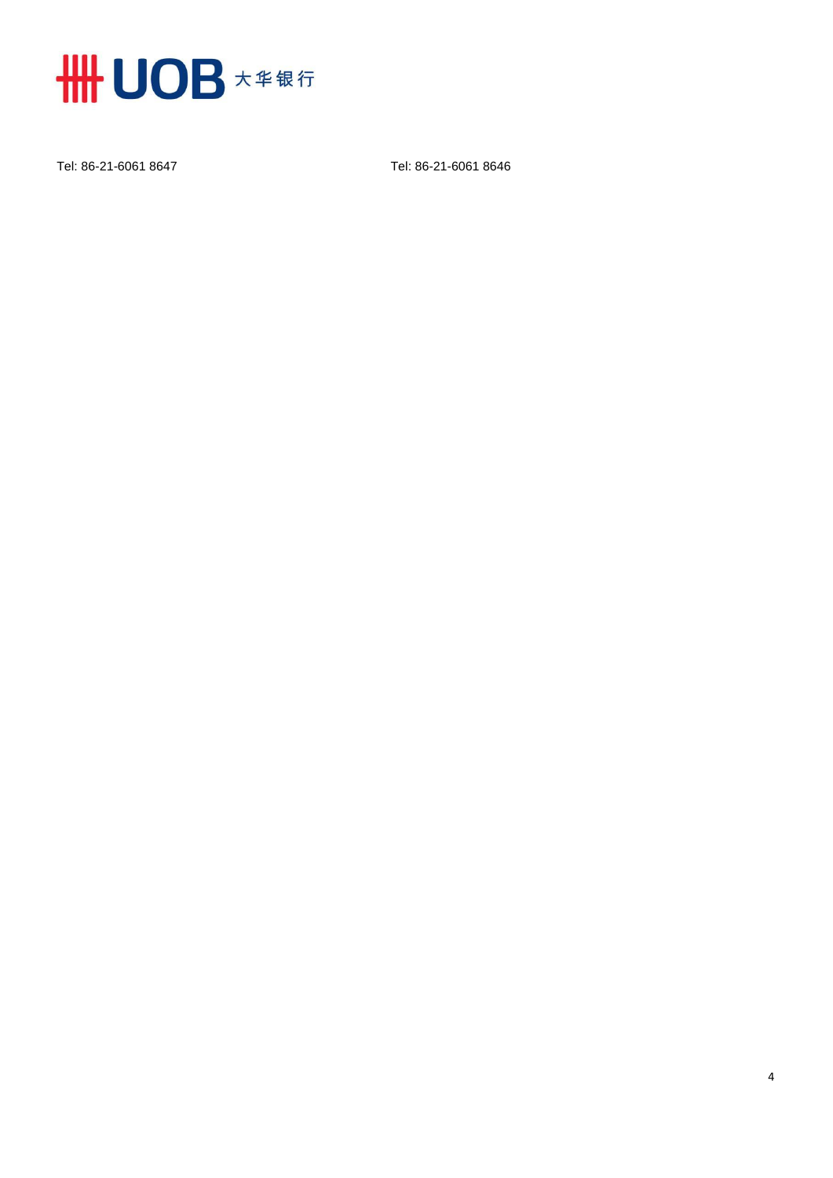Tel: 86-21-6061 8647

Tel: 86-21-6061 8646